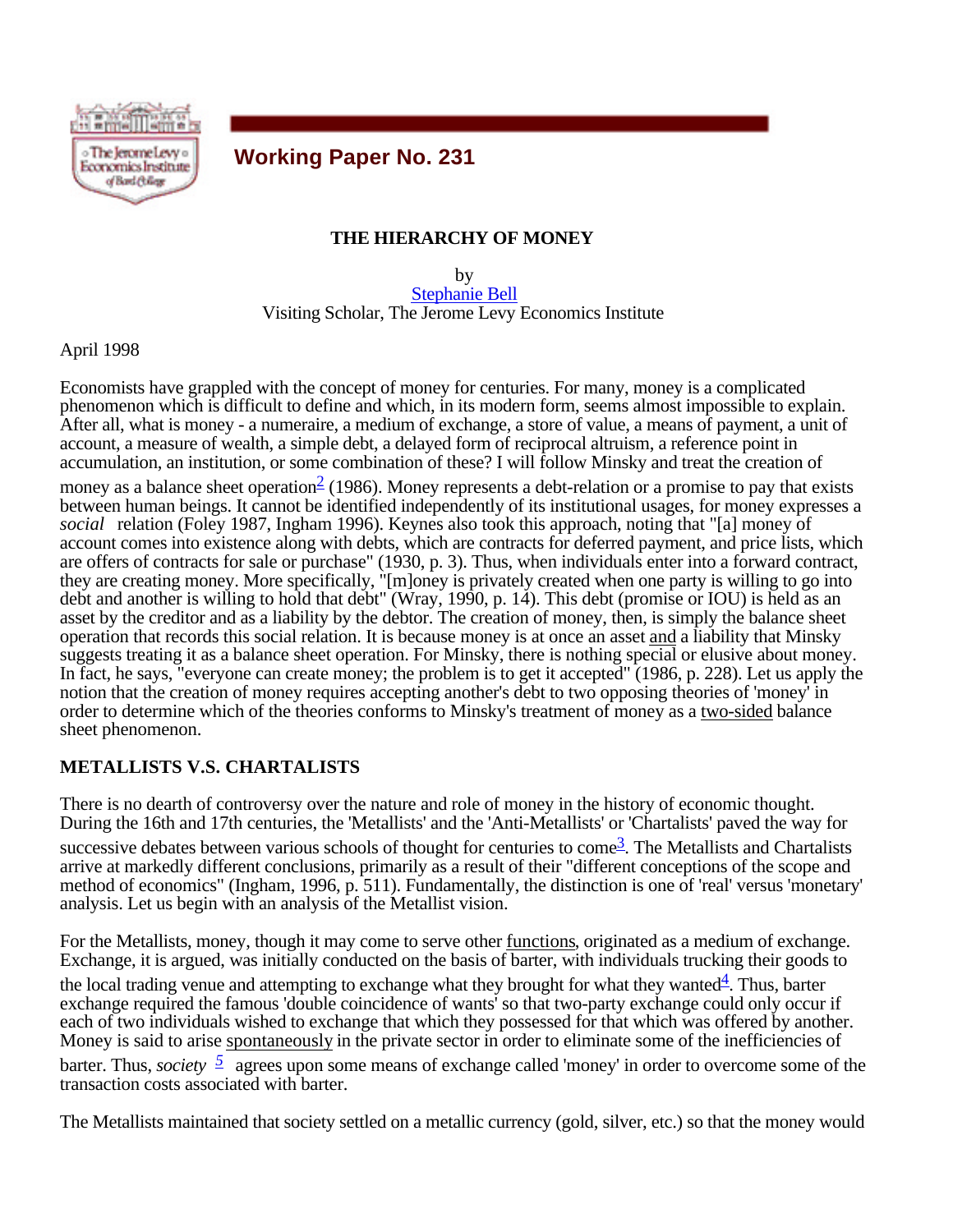## Working Paper No. 231

# THE HIERARCHY OF MONEY

by
Stephanie Bell
Visiting Scholar, The Jerome Levy Economics Institute

April 1998

Economists have grappled with the concept of money for centuries. For many, money is a complicated phenomenon which is difficult to define and which, in its modern form, seems almost impossible to explain. After all, what is money - a numeraire, a medium of exchange, a store of value, a means of payment, a unit of account, a measure of wealth, a simple debt, a delayed form of reciprocal altruism, a reference point in accumulation, an institution, or some combination of these? I will follow Minsky and treat the creation of money as a balance sheet operation[2] (1986). Money represents a debt-relation or a promise to pay that exists between human beings. It cannot be identified independently of its institutional usages, for money expresses a *social* relation (Foley 1987, Ingham 1996). Keynes also took this approach, noting that "[a] money of account comes into existence along with debts, which are contracts for deferred payment, and price lists, which are offers of contracts for sale or purchase" (1930, p. 3). Thus, when individuals enter into a forward contract, they are creating money. More specifically, "[m]oney is privately created when one party is willing to go into debt and another is willing to hold that debt" (Wray, 1990, p. 14). This debt (promise or IOU) is held as an asset by the creditor and as a liability by the debtor. The creation of money, then, is simply the balance sheet operation that records this social relation. It is because money is at once an asset and a liability that Minsky suggests treating it as a balance sheet operation. For Minsky, there is nothing special or elusive about money. In fact, he says, "everyone can create money; the problem is to get it accepted" (1986, p. 228). Let us apply the notion that the creation of money requires accepting another's debt to two opposing theories of 'money' in order to determine which of the theories conforms to Minsky's treatment of money as a two-sided balance sheet phenomenon.

## METALLISTS V.S. CHARTALISTS

There is no dearth of controversy over the nature and role of money in the history of economic thought. During the 16th and 17th centuries, the 'Metallists' and the 'Anti-Metallists' or 'Chartalists' paved the way for successive debates between various schools of thought for centuries to come[3]. The Metallists and Chartalists arrive at markedly different conclusions, primarily as a result of their "different conceptions of the scope and method of economics" (Ingham, 1996, p. 511). Fundamentally, the distinction is one of 'real' versus 'monetary' analysis. Let us begin with an analysis of the Metallist vision.

For the Metallists, money, though it may come to serve other functions, originated as a medium of exchange. Exchange, it is argued, was initially conducted on the basis of barter, with individuals trucking their goods to the local trading venue and attempting to exchange what they brought for what they wanted[4]. Thus, barter exchange required the famous 'double coincidence of wants' so that two-party exchange could only occur if each of two individuals wished to exchange that which they possessed for that which was offered by another. Money is said to arise spontaneously in the private sector in order to eliminate some of the inefficiencies of barter. Thus, *society* [5] agrees upon some means of exchange called 'money' in order to overcome some of the transaction costs associated with barter.

The Metallists maintained that society settled on a metallic currency (gold, silver, etc.) so that the money would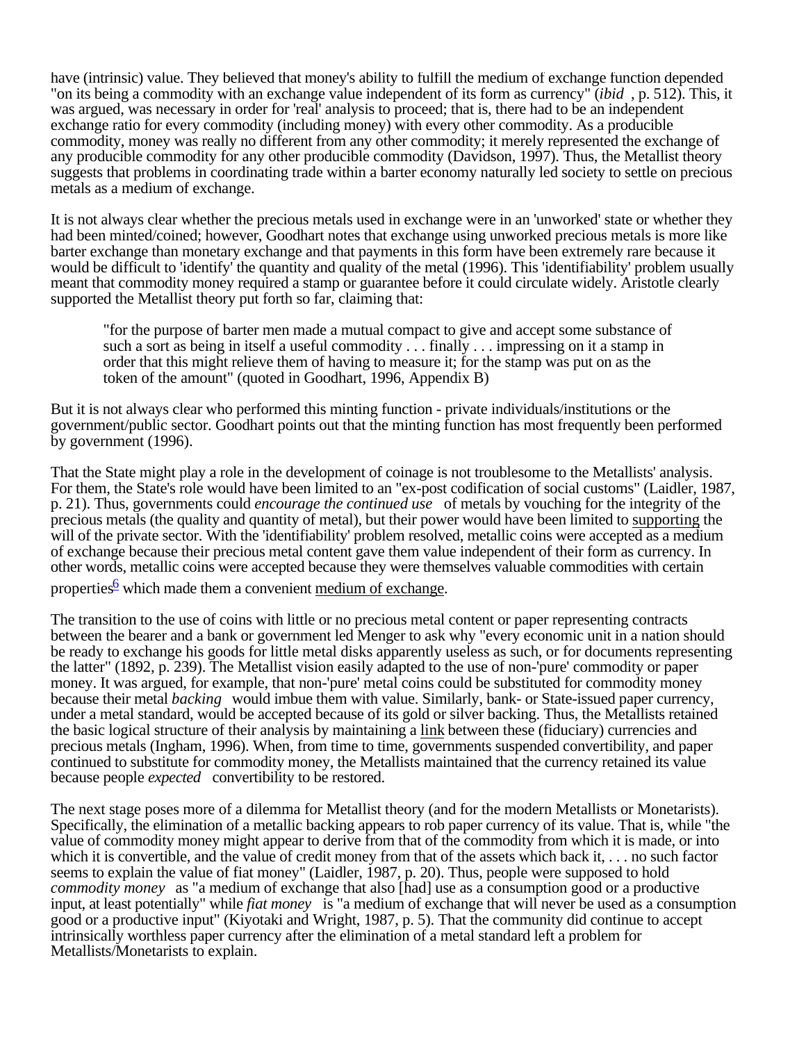have (intrinsic) value. They believed that money's ability to fulfill the medium of exchange function depended "on its being a commodity with an exchange value independent of its form as currency" (*ibid* , p. 512). This, it was argued, was necessary in order for 'real' analysis to proceed; that is, there had to be an independent exchange ratio for every commodity (including money) with every other commodity. As a producible commodity, money was really no different from any other commodity; it merely represented the exchange of any producible commodity for any other producible commodity (Davidson, 1997). Thus, the Metallist theory suggests that problems in coordinating trade within a barter economy naturally led society to settle on precious metals as a medium of exchange.

It is not always clear whether the precious metals used in exchange were in an 'unworked' state or whether they had been minted/coined; however, Goodhart notes that exchange using unworked precious metals is more like barter exchange than monetary exchange and that payments in this form have been extremely rare because it would be difficult to 'identify' the quantity and quality of the metal (1996). This 'identifiability' problem usually meant that commodity money required a stamp or guarantee before it could circulate widely. Aristotle clearly supported the Metallist theory put forth so far, claiming that:

> "for the purpose of barter men made a mutual compact to give and accept some substance of such a sort as being in itself a useful commodity . . . finally . . . impressing on it a stamp in order that this might relieve them of having to measure it; for the stamp was put on as the token of the amount" (quoted in Goodhart, 1996, Appendix B)

But it is not always clear who performed this minting function - private individuals/institutions or the government/public sector. Goodhart points out that the minting function has most frequently been performed by government (1996).

That the State might play a role in the development of coinage is not troublesome to the Metallists' analysis. For them, the State's role would have been limited to an "ex-post codification of social customs" (Laidler, 1987, p. 21). Thus, governments could *encourage the continued use* of metals by vouching for the integrity of the precious metals (the quality and quantity of metal), but their power would have been limited to supporting the will of the private sector. With the 'identifiability' problem resolved, metallic coins were accepted as a medium of exchange because their precious metal content gave them value independent of their form as currency. In other words, metallic coins were accepted because they were themselves valuable commodities with certain properties[6] which made them a convenient medium of exchange.

The transition to the use of coins with little or no precious metal content or paper representing contracts between the bearer and a bank or government led Menger to ask why "every economic unit in a nation should be ready to exchange his goods for little metal disks apparently useless as such, or for documents representing the latter" (1892, p. 239). The Metallist vision easily adapted to the use of non-'pure' commodity or paper money. It was argued, for example, that non-'pure' metal coins could be substituted for commodity money because their metal *backing* would imbue them with value. Similarly, bank- or State-issued paper currency, under a metal standard, would be accepted because of its gold or silver backing. Thus, the Metallists retained the basic logical structure of their analysis by maintaining a link between these (fiduciary) currencies and precious metals (Ingham, 1996). When, from time to time, governments suspended convertibility, and paper continued to substitute for commodity money, the Metallists maintained that the currency retained its value because people *expected* convertibility to be restored.

The next stage poses more of a dilemma for Metallist theory (and for the modern Metallists or Monetarists). Specifically, the elimination of a metallic backing appears to rob paper currency of its value. That is, while "the value of commodity money might appear to derive from that of the commodity from which it is made, or into which it is convertible, and the value of credit money from that of the assets which back it, . . . no such factor seems to explain the value of fiat money" (Laidler, 1987, p. 20). Thus, people were supposed to hold *commodity money* as "a medium of exchange that also [had] use as a consumption good or a productive input, at least potentially" while *fiat money* is "a medium of exchange that will never be used as a consumption good or a productive input" (Kiyotaki and Wright, 1987, p. 5). That the community did continue to accept intrinsically worthless paper currency after the elimination of a metal standard left a problem for Metallists/Monetarists to explain.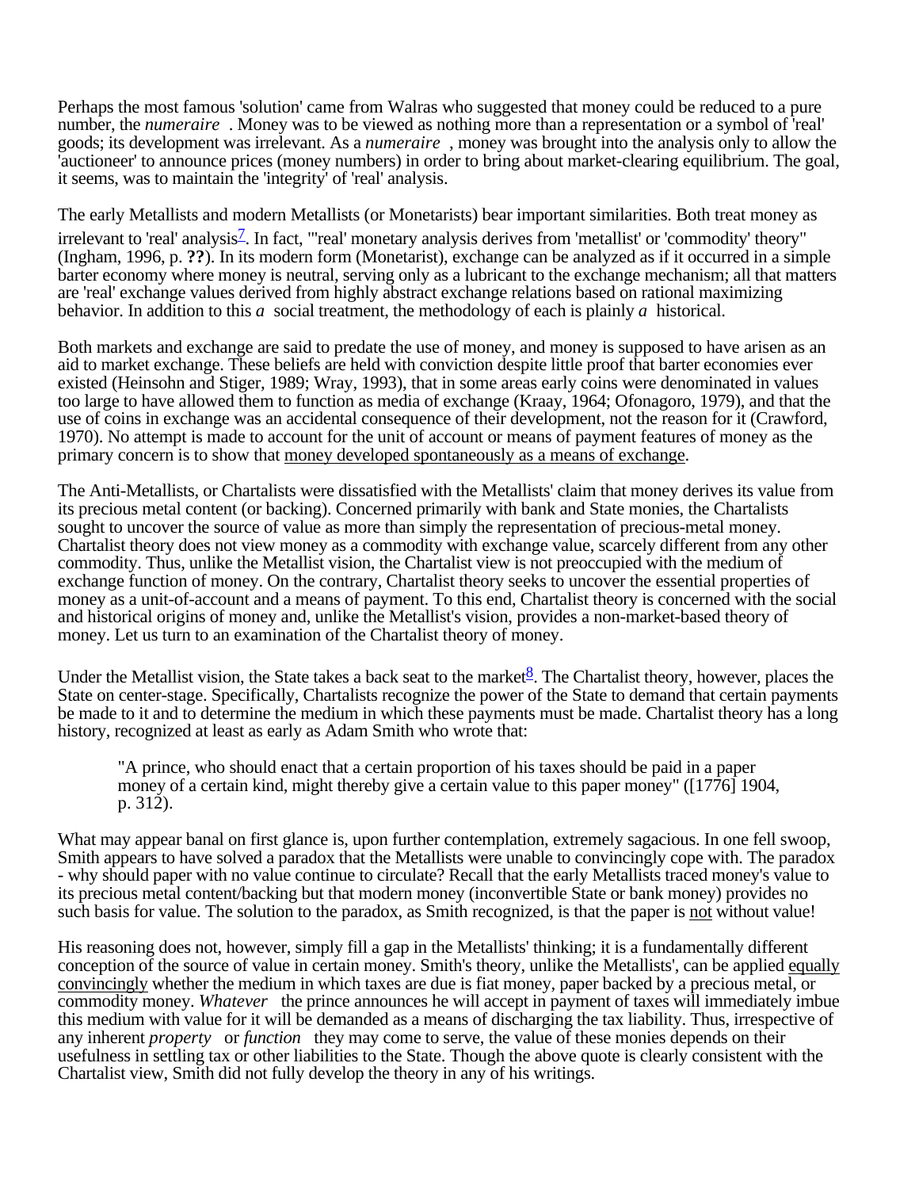Perhaps the most famous 'solution' came from Walras who suggested that money could be reduced to a pure number, the *numeraire* . Money was to be viewed as nothing more than a representation or a symbol of 'real' goods; its development was irrelevant. As a *numeraire* , money was brought into the analysis only to allow the 'auctioneer' to announce prices (money numbers) in order to bring about market-clearing equilibrium. The goal, it seems, was to maintain the 'integrity' of 'real' analysis.

The early Metallists and modern Metallists (or Monetarists) bear important similarities. Both treat money as irrelevant to 'real' analysis[7]. In fact, "'real' monetary analysis derives from 'metallist' or 'commodity' theory" (Ingham, 1996, p. **??**). In its modern form (Monetarist), exchange can be analyzed as if it occurred in a simple barter economy where money is neutral, serving only as a lubricant to the exchange mechanism; all that matters are 'real' exchange values derived from highly abstract exchange relations based on rational maximizing behavior. In addition to this *a* social treatment, the methodology of each is plainly *a* historical.

Both markets and exchange are said to predate the use of money, and money is supposed to have arisen as an aid to market exchange. These beliefs are held with conviction despite little proof that barter economies ever existed (Heinsohn and Stiger, 1989; Wray, 1993), that in some areas early coins were denominated in values too large to have allowed them to function as media of exchange (Kraay, 1964; Ofonagoro, 1979), and that the use of coins in exchange was an accidental consequence of their development, not the reason for it (Crawford, 1970). No attempt is made to account for the unit of account or means of payment features of money as the primary concern is to show that <u>money developed spontaneously as a means of exchange</u>.

The Anti-Metallists, or Chartalists were dissatisfied with the Metallists' claim that money derives its value from its precious metal content (or backing). Concerned primarily with bank and State monies, the Chartalists sought to uncover the source of value as more than simply the representation of precious-metal money. Chartalist theory does not view money as a commodity with exchange value, scarcely different from any other commodity. Thus, unlike the Metallist vision, the Chartalist view is not preoccupied with the medium of exchange function of money. On the contrary, Chartalist theory seeks to uncover the essential properties of money as a unit-of-account and a means of payment. To this end, Chartalist theory is concerned with the social and historical origins of money and, unlike the Metallist's vision, provides a non-market-based theory of money. Let us turn to an examination of the Chartalist theory of money.

Under the Metallist vision, the State takes a back seat to the market[8]. The Chartalist theory, however, places the State on center-stage. Specifically, Chartalists recognize the power of the State to demand that certain payments be made to it and to determine the medium in which these payments must be made. Chartalist theory has a long history, recognized at least as early as Adam Smith who wrote that:

> "A prince, who should enact that a certain proportion of his taxes should be paid in a paper money of a certain kind, might thereby give a certain value to this paper money" ([1776] 1904, p. 312).

What may appear banal on first glance is, upon further contemplation, extremely sagacious. In one fell swoop, Smith appears to have solved a paradox that the Metallists were unable to convincingly cope with. The paradox - why should paper with no value continue to circulate? Recall that the early Metallists traced money's value to its precious metal content/backing but that modern money (inconvertible State or bank money) provides no such basis for value. The solution to the paradox, as Smith recognized, is that the paper is <u>not</u> without value!

His reasoning does not, however, simply fill a gap in the Metallists' thinking; it is a fundamentally different conception of the source of value in certain money. Smith's theory, unlike the Metallists', can be applied <u>equally convincingly</u> whether the medium in which taxes are due is fiat money, paper backed by a precious metal, or commodity money. *Whatever* the prince announces he will accept in payment of taxes will immediately imbue this medium with value for it will be demanded as a means of discharging the tax liability. Thus, irrespective of any inherent *property* or *function* they may come to serve, the value of these monies depends on their usefulness in settling tax or other liabilities to the State. Though the above quote is clearly consistent with the Chartalist view, Smith did not fully develop the theory in any of his writings.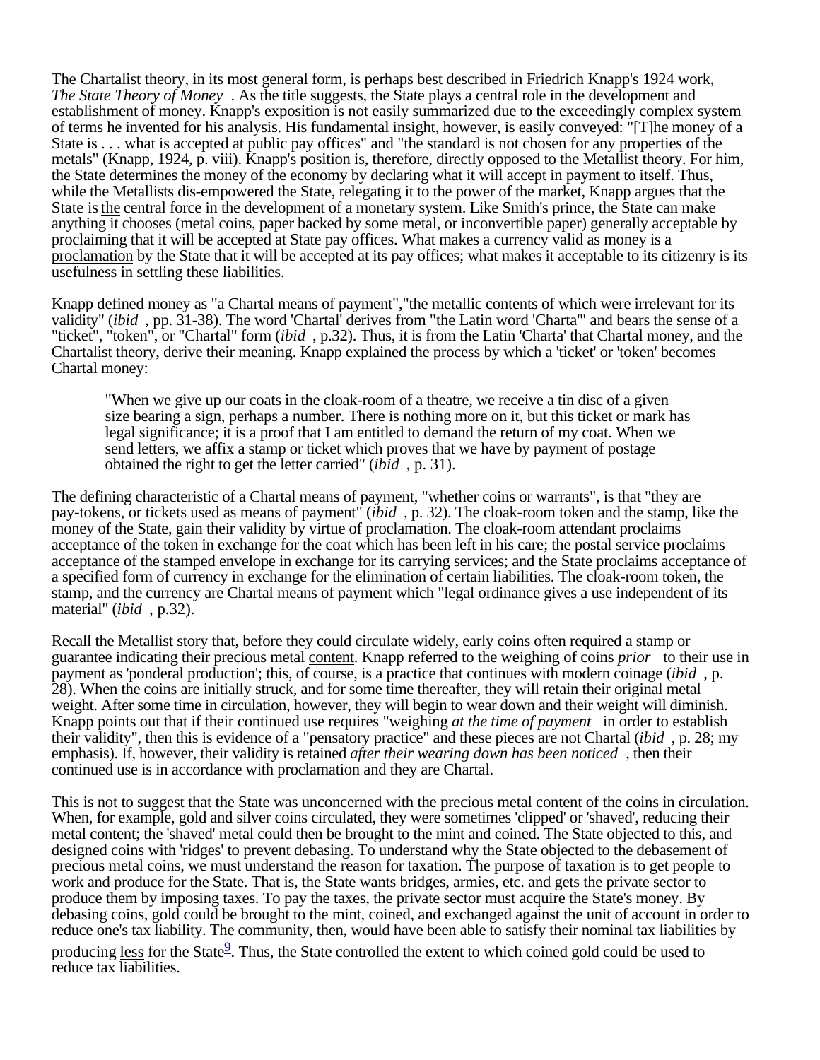The Chartalist theory, in its most general form, is perhaps best described in Friedrich Knapp's 1924 work, *The State Theory of Money*. As the title suggests, the State plays a central role in the development and establishment of money. Knapp's exposition is not easily summarized due to the exceedingly complex system of terms he invented for his analysis. His fundamental insight, however, is easily conveyed: "[T]he money of a State is . . . what is accepted at public pay offices" and "the standard is not chosen for any properties of the metals" (Knapp, 1924, p. viii). Knapp's position is, therefore, directly opposed to the Metallist theory. For him, the State determines the money of the economy by declaring what it will accept in payment to itself. Thus, while the Metallists dis-empowered the State, relegating it to the power of the market, Knapp argues that the State is <u>the</u> central force in the development of a monetary system. Like Smith's prince, the State can make anything it chooses (metal coins, paper backed by some metal, or inconvertible paper) generally acceptable by proclaiming that it will be accepted at State pay offices. What makes a currency valid as money is a <u>proclamation</u> by the State that it will be accepted at its pay offices; what makes it acceptable to its citizenry is its usefulness in settling these liabilities.

Knapp defined money as "a Chartal means of payment","the metallic contents of which were irrelevant for its validity" (*ibid*, pp. 31-38). The word 'Chartal' derives from "the Latin word 'Charta'" and bears the sense of a "ticket", "token", or "Chartal" form (*ibid*, p.32). Thus, it is from the Latin 'Charta' that Chartal money, and the Chartalist theory, derive their meaning. Knapp explained the process by which a 'ticket' or 'token' becomes Chartal money:

> "When we give up our coats in the cloak-room of a theatre, we receive a tin disc of a given size bearing a sign, perhaps a number. There is nothing more on it, but this ticket or mark has legal significance; it is a proof that I am entitled to demand the return of my coat. When we send letters, we affix a stamp or ticket which proves that we have by payment of postage obtained the right to get the letter carried" (*ibid*, p. 31).

The defining characteristic of a Chartal means of payment, "whether coins or warrants", is that "they are pay-tokens, or tickets used as means of payment" (*ibid*, p. 32). The cloak-room token and the stamp, like the money of the State, gain their validity by virtue of proclamation. The cloak-room attendant proclaims acceptance of the token in exchange for the coat which has been left in his care; the postal service proclaims acceptance of the stamped envelope in exchange for its carrying services; and the State proclaims acceptance of a specified form of currency in exchange for the elimination of certain liabilities. The cloak-room token, the stamp, and the currency are Chartal means of payment which "legal ordinance gives a use independent of its material" (*ibid*, p.32).

Recall the Metallist story that, before they could circulate widely, early coins often required a stamp or guarantee indicating their precious metal <u>content</u>. Knapp referred to the weighing of coins *prior* to their use in payment as 'ponderal production'; this, of course, is a practice that continues with modern coinage (*ibid*, p. 28). When the coins are initially struck, and for some time thereafter, they will retain their original metal weight. After some time in circulation, however, they will begin to wear down and their weight will diminish. Knapp points out that if their continued use requires "weighing *at the time of payment* in order to establish their validity", then this is evidence of a "pensatory practice" and these pieces are not Chartal (*ibid*, p. 28; my emphasis). If, however, their validity is retained *after their wearing down has been noticed*, then their continued use is in accordance with proclamation and they are Chartal.

This is not to suggest that the State was unconcerned with the precious metal content of the coins in circulation. When, for example, gold and silver coins circulated, they were sometimes 'clipped' or 'shaved', reducing their metal content; the 'shaved' metal could then be brought to the mint and coined. The State objected to this, and designed coins with 'ridges' to prevent debasing. To understand why the State objected to the debasement of precious metal coins, we must understand the reason for taxation. The purpose of taxation is to get people to work and produce for the State. That is, the State wants bridges, armies, etc. and gets the private sector to produce them by imposing taxes. To pay the taxes, the private sector must acquire the State's money. By debasing coins, gold could be brought to the mint, coined, and exchanged against the unit of account in order to reduce one's tax liability. The community, then, would have been able to satisfy their nominal tax liabilities by producing <u>less</u> for the State[9]. Thus, the State controlled the extent to which coined gold could be used to reduce tax liabilities.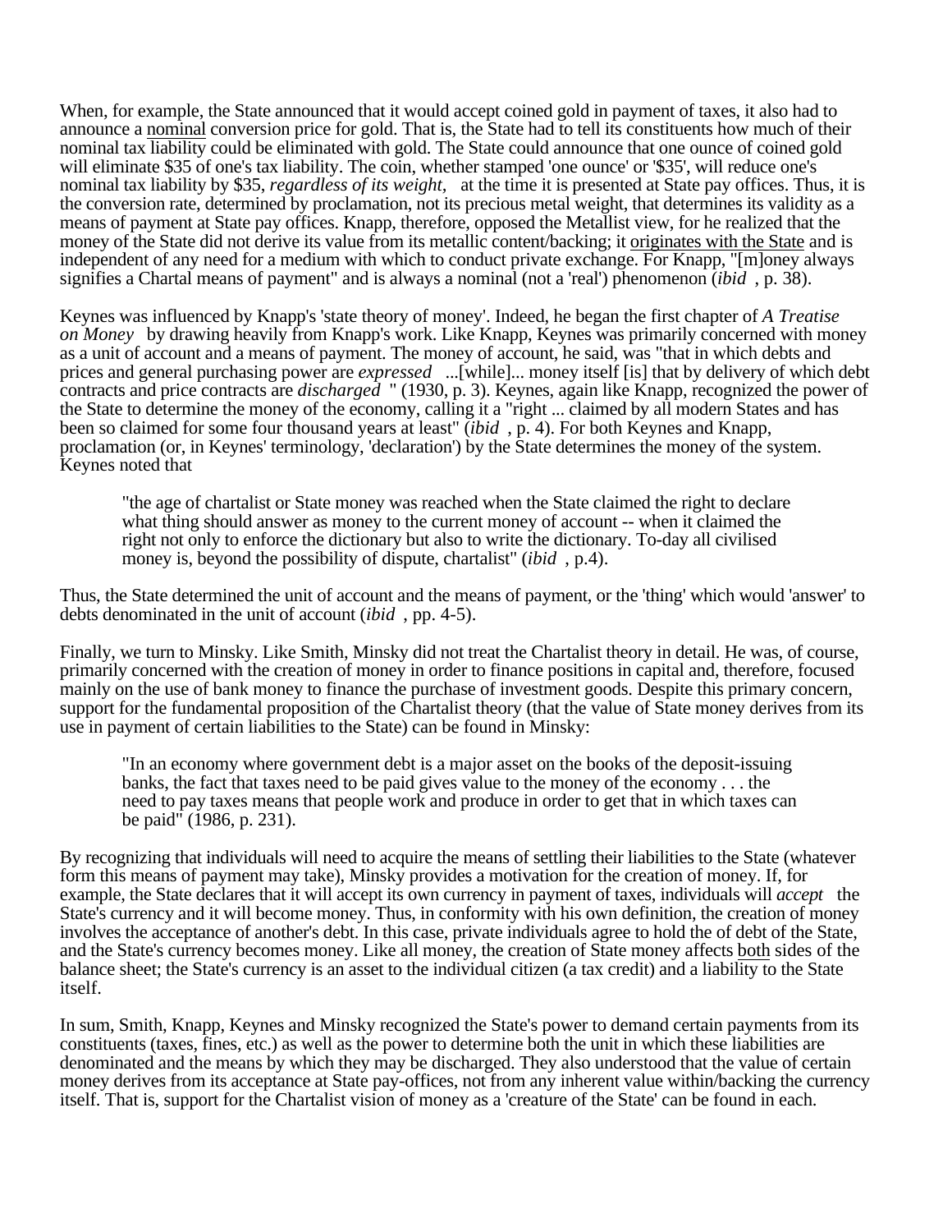When, for example, the State announced that it would accept coined gold in payment of taxes, it also had to announce a nominal conversion price for gold. That is, the State had to tell its constituents how much of their nominal tax liability could be eliminated with gold. The State could announce that one ounce of coined gold will eliminate $35 of one's tax liability. The coin, whether stamped 'one ounce' or '$35', will reduce one's nominal tax liability by $35, *regardless of its weight,* at the time it is presented at State pay offices. Thus, it is the conversion rate, determined by proclamation, not its precious metal weight, that determines its validity as a means of payment at State pay offices. Knapp, therefore, opposed the Metallist view, for he realized that the money of the State did not derive its value from its metallic content/backing; it originates with the State and is independent of any need for a medium with which to conduct private exchange. For Knapp, "[m]oney always signifies a Chartal means of payment" and is always a nominal (not a 'real') phenomenon (*ibid* , p. 38).

Keynes was influenced by Knapp's 'state theory of money'. Indeed, he began the first chapter of *A Treatise on Money* by drawing heavily from Knapp's work. Like Knapp, Keynes was primarily concerned with money as a unit of account and a means of payment. The money of account, he said, was "that in which debts and prices and general purchasing power are *expressed* ...[while]... money itself [is] that by delivery of which debt contracts and price contracts are *discharged* " (1930, p. 3). Keynes, again like Knapp, recognized the power of the State to determine the money of the economy, calling it a "right ... claimed by all modern States and has been so claimed for some four thousand years at least" (*ibid* , p. 4). For both Keynes and Knapp, proclamation (or, in Keynes' terminology, 'declaration') by the State determines the money of the system. Keynes noted that

> "the age of chartalist or State money was reached when the State claimed the right to declare what thing should answer as money to the current money of account -- when it claimed the right not only to enforce the dictionary but also to write the dictionary. To-day all civilised money is, beyond the possibility of dispute, chartalist" (*ibid* , p.4).

Thus, the State determined the unit of account and the means of payment, or the 'thing' which would 'answer' to debts denominated in the unit of account (*ibid* , pp. 4-5).

Finally, we turn to Minsky. Like Smith, Minsky did not treat the Chartalist theory in detail. He was, of course, primarily concerned with the creation of money in order to finance positions in capital and, therefore, focused mainly on the use of bank money to finance the purchase of investment goods. Despite this primary concern, support for the fundamental proposition of the Chartalist theory (that the value of State money derives from its use in payment of certain liabilities to the State) can be found in Minsky:

> "In an economy where government debt is a major asset on the books of the deposit-issuing banks, the fact that taxes need to be paid gives value to the money of the economy . . . the need to pay taxes means that people work and produce in order to get that in which taxes can be paid" (1986, p. 231).

By recognizing that individuals will need to acquire the means of settling their liabilities to the State (whatever form this means of payment may take), Minsky provides a motivation for the creation of money. If, for example, the State declares that it will accept its own currency in payment of taxes, individuals will *accept* the State's currency and it will become money. Thus, in conformity with his own definition, the creation of money involves the acceptance of another's debt. In this case, private individuals agree to hold the of debt of the State, and the State's currency becomes money. Like all money, the creation of State money affects both sides of the balance sheet; the State's currency is an asset to the individual citizen (a tax credit) and a liability to the State itself.

In sum, Smith, Knapp, Keynes and Minsky recognized the State's power to demand certain payments from its constituents (taxes, fines, etc.) as well as the power to determine both the unit in which these liabilities are denominated and the means by which they may be discharged. They also understood that the value of certain money derives from its acceptance at State pay-offices, not from any inherent value within/backing the currency itself. That is, support for the Chartalist vision of money as a 'creature of the State' can be found in each.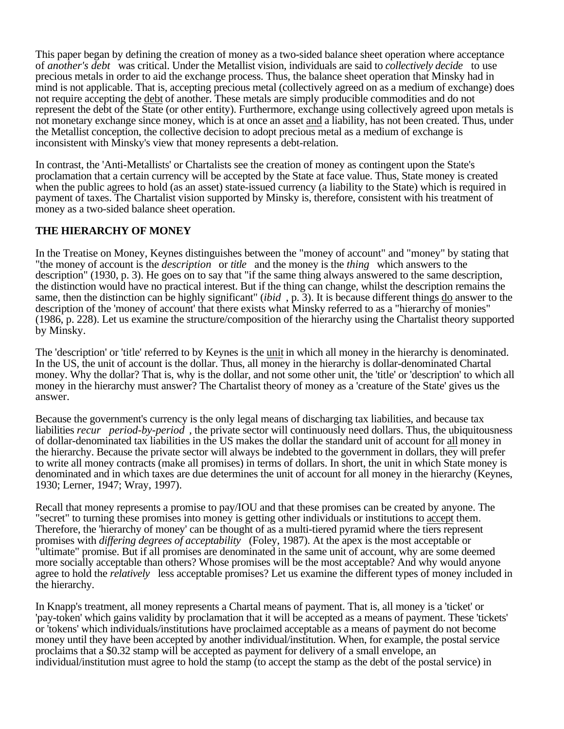This paper began by defining the creation of money as a two-sided balance sheet operation where acceptance of *another's debt* was critical. Under the Metallist vision, individuals are said to *collectively decide* to use precious metals in order to aid the exchange process. Thus, the balance sheet operation that Minsky had in mind is not applicable. That is, accepting precious metal (collectively agreed on as a medium of exchange) does not require accepting the debt of another. These metals are simply producible commodities and do not represent the debt of the State (or other entity). Furthermore, exchange using collectively agreed upon metals is not monetary exchange since money, which is at once an asset and a liability, has not been created. Thus, under the Metallist conception, the collective decision to adopt precious metal as a medium of exchange is inconsistent with Minsky's view that money represents a debt-relation.

In contrast, the 'Anti-Metallists' or Chartalists see the creation of money as contingent upon the State's proclamation that a certain currency will be accepted by the State at face value. Thus, State money is created when the public agrees to hold (as an asset) state-issued currency (a liability to the State) which is required in payment of taxes. The Chartalist vision supported by Minsky is, therefore, consistent with his treatment of money as a two-sided balance sheet operation.

**THE HIERARCHY OF MONEY**

In the Treatise on Money, Keynes distinguishes between the "money of account" and "money" by stating that "the money of account is the *description* or *title* and the money is the *thing* which answers to the description" (1930, p. 3). He goes on to say that "if the same thing always answered to the same description, the distinction would have no practical interest. But if the thing can change, whilst the description remains the same, then the distinction can be highly significant" (*ibid* , p. 3). It is because different things do answer to the description of the 'money of account' that there exists what Minsky referred to as a "hierarchy of monies" (1986, p. 228). Let us examine the structure/composition of the hierarchy using the Chartalist theory supported by Minsky.

The 'description' or 'title' referred to by Keynes is the unit in which all money in the hierarchy is denominated. In the US, the unit of account is the dollar. Thus, all money in the hierarchy is dollar-denominated Chartal money. Why the dollar? That is, why is the dollar, and not some other unit, the 'title' or 'description' to which all money in the hierarchy must answer? The Chartalist theory of money as a 'creature of the State' gives us the answer.

Because the government's currency is the only legal means of discharging tax liabilities, and because tax liabilities *recur period-by-period* , the private sector will continuously need dollars. Thus, the ubiquitousness of dollar-denominated tax liabilities in the US makes the dollar the standard unit of account for all money in the hierarchy. Because the private sector will always be indebted to the government in dollars, they will prefer to write all money contracts (make all promises) in terms of dollars. In short, the unit in which State money is denominated and in which taxes are due determines the unit of account for all money in the hierarchy (Keynes, 1930; Lerner, 1947; Wray, 1997).

Recall that money represents a promise to pay/IOU and that these promises can be created by anyone. The "secret" to turning these promises into money is getting other individuals or institutions to accept them. Therefore, the 'hierarchy of money' can be thought of as a multi-tiered pyramid where the tiers represent promises with *differing degrees of acceptability* (Foley, 1987). At the apex is the most acceptable or "ultimate" promise. But if all promises are denominated in the same unit of account, why are some deemed more socially acceptable than others? Whose promises will be the most acceptable? And why would anyone agree to hold the *relatively* less acceptable promises? Let us examine the different types of money included in the hierarchy.

In Knapp's treatment, all money represents a Chartal means of payment. That is, all money is a 'ticket' or 'pay-token' which gains validity by proclamation that it will be accepted as a means of payment. These 'tickets' or 'tokens' which individuals/institutions have proclaimed acceptable as a means of payment do not become money until they have been accepted by another individual/institution. When, for example, the postal service proclaims that a $0.32 stamp will be accepted as payment for delivery of a small envelope, an individual/institution must agree to hold the stamp (to accept the stamp as the debt of the postal service) in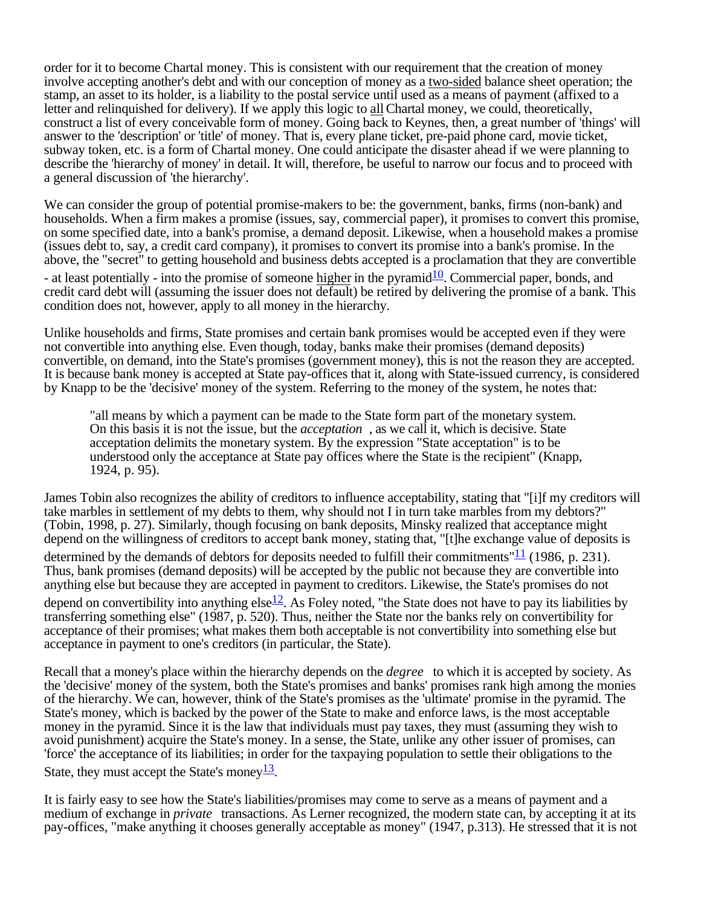order for it to become Chartal money. This is consistent with our requirement that the creation of money involve accepting another's debt and with our conception of money as a two-sided balance sheet operation; the stamp, an asset to its holder, is a liability to the postal service until used as a means of payment (affixed to a letter and relinquished for delivery). If we apply this logic to all Chartal money, we could, theoretically, construct a list of every conceivable form of money. Going back to Keynes, then, a great number of 'things' will answer to the 'description' or 'title' of money. That is, every plane ticket, pre-paid phone card, movie ticket, subway token, etc. is a form of Chartal money. One could anticipate the disaster ahead if we were planning to describe the 'hierarchy of money' in detail. It will, therefore, be useful to narrow our focus and to proceed with a general discussion of 'the hierarchy'.

We can consider the group of potential promise-makers to be: the government, banks, firms (non-bank) and households. When a firm makes a promise (issues, say, commercial paper), it promises to convert this promise, on some specified date, into a bank's promise, a demand deposit. Likewise, when a household makes a promise (issues debt to, say, a credit card company), it promises to convert its promise into a bank's promise. In the above, the "secret" to getting household and business debts accepted is a proclamation that they are convertible - at least potentially - into the promise of someone higher in the pyramid[10]. Commercial paper, bonds, and credit card debt will (assuming the issuer does not default) be retired by delivering the promise of a bank. This condition does not, however, apply to all money in the hierarchy.

Unlike households and firms, State promises and certain bank promises would be accepted even if they were not convertible into anything else. Even though, today, banks make their promises (demand deposits) convertible, on demand, into the State's promises (government money), this is not the reason they are accepted. It is because bank money is accepted at State pay-offices that it, along with State-issued currency, is considered by Knapp to be the 'decisive' money of the system. Referring to the money of the system, he notes that:

> "all means by which a payment can be made to the State form part of the monetary system. On this basis it is not the issue, but the *acceptation* , as we call it, which is decisive. State acceptation delimits the monetary system. By the expression "State acceptation" is to be understood only the acceptance at State pay offices where the State is the recipient" (Knapp, 1924, p. 95).

James Tobin also recognizes the ability of creditors to influence acceptability, stating that "[i]f my creditors will take marbles in settlement of my debts to them, why should not I in turn take marbles from my debtors?" (Tobin, 1998, p. 27). Similarly, though focusing on bank deposits, Minsky realized that acceptance might depend on the willingness of creditors to accept bank money, stating that, "[t]he exchange value of deposits is determined by the demands of debtors for deposits needed to fulfill their commitments"[11] (1986, p. 231). Thus, bank promises (demand deposits) will be accepted by the public not because they are convertible into anything else but because they are accepted in payment to creditors. Likewise, the State's promises do not depend on convertibility into anything else[12]. As Foley noted, "the State does not have to pay its liabilities by transferring something else" (1987, p. 520). Thus, neither the State nor the banks rely on convertibility for acceptance of their promises; what makes them both acceptable is not convertibility into something else but acceptance in payment to one's creditors (in particular, the State).

Recall that a money's place within the hierarchy depends on the *degree* to which it is accepted by society. As the 'decisive' money of the system, both the State's promises and banks' promises rank high among the monies of the hierarchy. We can, however, think of the State's promises as the 'ultimate' promise in the pyramid. The State's money, which is backed by the power of the State to make and enforce laws, is the most acceptable money in the pyramid. Since it is the law that individuals must pay taxes, they must (assuming they wish to avoid punishment) acquire the State's money. In a sense, the State, unlike any other issuer of promises, can 'force' the acceptance of its liabilities; in order for the taxpaying population to settle their obligations to the State, they must accept the State's money[13].

It is fairly easy to see how the State's liabilities/promises may come to serve as a means of payment and a medium of exchange in *private* transactions. As Lerner recognized, the modern state can, by accepting it at its pay-offices, "make anything it chooses generally acceptable as money" (1947, p.313). He stressed that it is not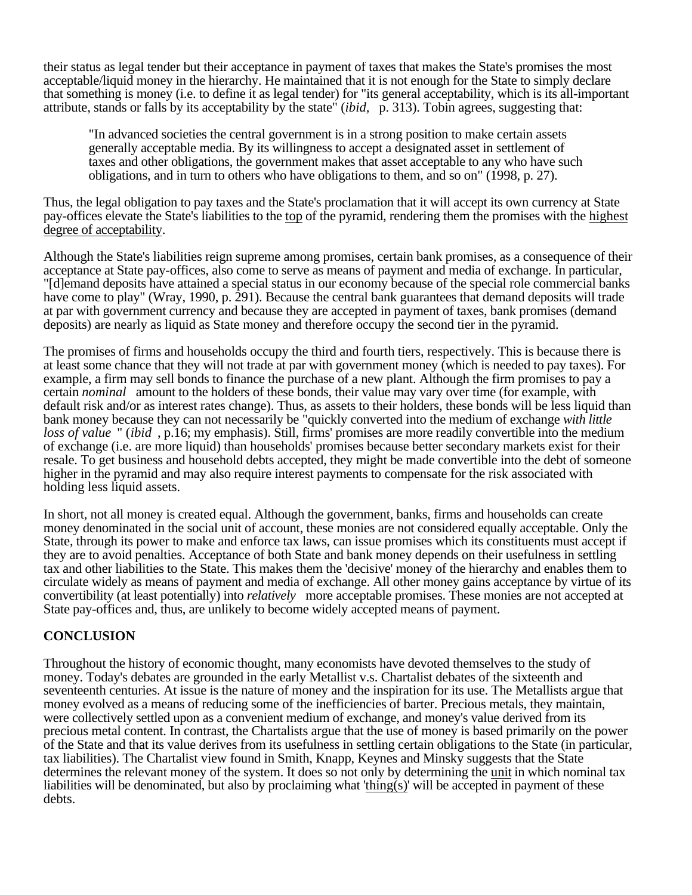their status as legal tender but their acceptance in payment of taxes that makes the State's promises the most acceptable/liquid money in the hierarchy. He maintained that it is not enough for the State to simply declare that something is money (i.e. to define it as legal tender) for "its general acceptability, which is its all-important attribute, stands or falls by its acceptability by the state" (*ibid,* p. 313). Tobin agrees, suggesting that:

> "In advanced societies the central government is in a strong position to make certain assets generally acceptable media. By its willingness to accept a designated asset in settlement of taxes and other obligations, the government makes that asset acceptable to any who have such obligations, and in turn to others who have obligations to them, and so on" (1998, p. 27).

Thus, the legal obligation to pay taxes and the State's proclamation that it will accept its own currency at State pay-offices elevate the State's liabilities to the top of the pyramid, rendering them the promises with the highest degree of acceptability.

Although the State's liabilities reign supreme among promises, certain bank promises, as a consequence of their acceptance at State pay-offices, also come to serve as means of payment and media of exchange. In particular, "[d]emand deposits have attained a special status in our economy because of the special role commercial banks have come to play" (Wray, 1990, p. 291). Because the central bank guarantees that demand deposits will trade at par with government currency and because they are accepted in payment of taxes, bank promises (demand deposits) are nearly as liquid as State money and therefore occupy the second tier in the pyramid.

The promises of firms and households occupy the third and fourth tiers, respectively. This is because there is at least some chance that they will not trade at par with government money (which is needed to pay taxes). For example, a firm may sell bonds to finance the purchase of a new plant. Although the firm promises to pay a certain *nominal* amount to the holders of these bonds, their value may vary over time (for example, with default risk and/or as interest rates change). Thus, as assets to their holders, these bonds will be less liquid than bank money because they can not necessarily be "quickly converted into the medium of exchange *with little loss of value* " (*ibid* , p.16; my emphasis). Still, firms' promises are more readily convertible into the medium of exchange (i.e. are more liquid) than households' promises because better secondary markets exist for their resale. To get business and household debts accepted, they might be made convertible into the debt of someone higher in the pyramid and may also require interest payments to compensate for the risk associated with holding less liquid assets.

In short, not all money is created equal. Although the government, banks, firms and households can create money denominated in the social unit of account, these monies are not considered equally acceptable. Only the State, through its power to make and enforce tax laws, can issue promises which its constituents must accept if they are to avoid penalties. Acceptance of both State and bank money depends on their usefulness in settling tax and other liabilities to the State. This makes them the 'decisive' money of the hierarchy and enables them to circulate widely as means of payment and media of exchange. All other money gains acceptance by virtue of its convertibility (at least potentially) into *relatively* more acceptable promises. These monies are not accepted at State pay-offices and, thus, are unlikely to become widely accepted means of payment.

## CONCLUSION

Throughout the history of economic thought, many economists have devoted themselves to the study of money. Today's debates are grounded in the early Metallist v.s. Chartalist debates of the sixteenth and seventeenth centuries. At issue is the nature of money and the inspiration for its use. The Metallists argue that money evolved as a means of reducing some of the inefficiencies of barter. Precious metals, they maintain, were collectively settled upon as a convenient medium of exchange, and money's value derived from its precious metal content. In contrast, the Chartalists argue that the use of money is based primarily on the power of the State and that its value derives from its usefulness in settling certain obligations to the State (in particular, tax liabilities). The Chartalist view found in Smith, Knapp, Keynes and Minsky suggests that the State determines the relevant money of the system. It does so not only by determining the unit in which nominal tax liabilities will be denominated, but also by proclaiming what 'thing(s)' will be accepted in payment of these debts.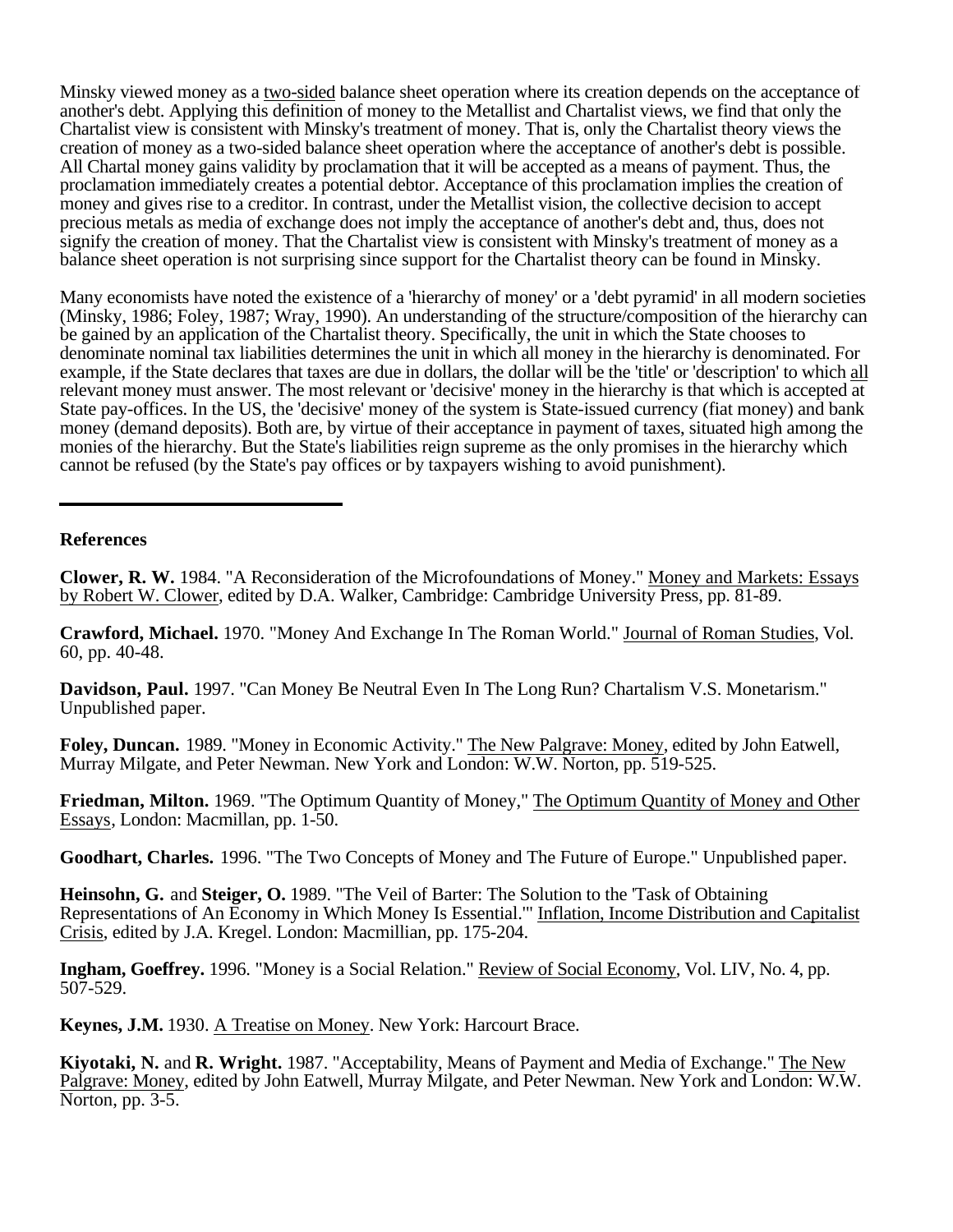Minsky viewed money as a <u>two-sided</u> balance sheet operation where its creation depends on the acceptance of another's debt. Applying this definition of money to the Metallist and Chartalist views, we find that only the Chartalist view is consistent with Minsky's treatment of money. That is, only the Chartalist theory views the creation of money as a two-sided balance sheet operation where the acceptance of another's debt is possible. All Chartal money gains validity by proclamation that it will be accepted as a means of payment. Thus, the proclamation immediately creates a potential debtor. Acceptance of this proclamation implies the creation of money and gives rise to a creditor. In contrast, under the Metallist vision, the collective decision to accept precious metals as media of exchange does not imply the acceptance of another's debt and, thus, does not signify the creation of money. That the Chartalist view is consistent with Minsky's treatment of money as a balance sheet operation is not surprising since support for the Chartalist theory can be found in Minsky.

Many economists have noted the existence of a 'hierarchy of money' or a 'debt pyramid' in all modern societies (Minsky, 1986; Foley, 1987; Wray, 1990). An understanding of the structure/composition of the hierarchy can be gained by an application of the Chartalist theory. Specifically, the unit in which the State chooses to denominate nominal tax liabilities determines the unit in which all money in the hierarchy is denominated. For example, if the State declares that taxes are due in dollars, the dollar will be the 'title' or 'description' to which <u>all</u> relevant money must answer. The most relevant or 'decisive' money in the hierarchy is that which is accepted at State pay-offices. In the US, the 'decisive' money of the system is State-issued currency (fiat money) and bank money (demand deposits). Both are, by virtue of their acceptance in payment of taxes, situated high among the monies of the hierarchy. But the State's liabilities reign supreme as the only promises in the hierarchy which cannot be refused (by the State's pay offices or by taxpayers wishing to avoid punishment).

---

**References**

**Clower, R. W.** 1984. "A Reconsideration of the Microfoundations of Money." <u>Money and Markets: Essays by Robert W. Clower</u>, edited by D.A. Walker, Cambridge: Cambridge University Press, pp. 81-89.

**Crawford, Michael.** 1970. "Money And Exchange In The Roman World." <u>Journal of Roman Studies</u>, Vol. 60, pp. 40-48.

**Davidson, Paul.** 1997. "Can Money Be Neutral Even In The Long Run? Chartalism V.S. Monetarism." Unpublished paper.

**Foley, Duncan.** 1989. "Money in Economic Activity." <u>The New Palgrave: Money</u>, edited by John Eatwell, Murray Milgate, and Peter Newman. New York and London: W.W. Norton, pp. 519-525.

**Friedman, Milton.** 1969. "The Optimum Quantity of Money," <u>The Optimum Quantity of Money and Other Essays</u>, London: Macmillan, pp. 1-50.

**Goodhart, Charles.** 1996. "The Two Concepts of Money and The Future of Europe." Unpublished paper.

**Heinsohn, G.** and **Steiger, O.** 1989. "The Veil of Barter: The Solution to the 'Task of Obtaining Representations of An Economy in Which Money Is Essential.'" <u>Inflation, Income Distribution and Capitalist Crisis</u>, edited by J.A. Kregel. London: Macmillian, pp. 175-204.

**Ingham, Goeffrey.** 1996. "Money is a Social Relation." <u>Review of Social Economy</u>, Vol. LIV, No. 4, pp. 507-529.

**Keynes, J.M.** 1930. <u>A Treatise on Money</u>. New York: Harcourt Brace.

**Kiyotaki, N.** and **R. Wright.** 1987. "Acceptability, Means of Payment and Media of Exchange." <u>The New Palgrave: Money</u>, edited by John Eatwell, Murray Milgate, and Peter Newman. New York and London: W.W. Norton, pp. 3-5.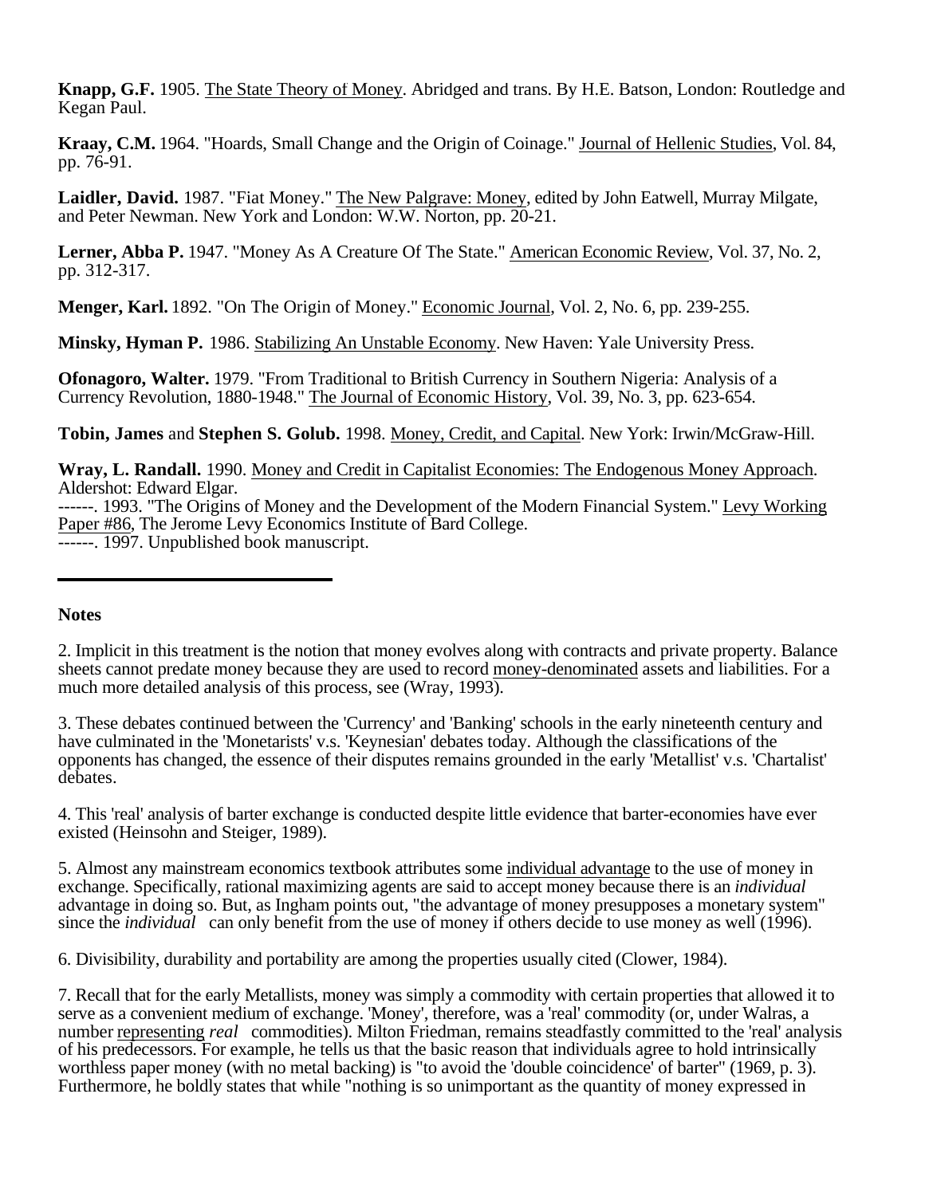**Knapp, G.F.** 1905. The State Theory of Money. Abridged and trans. By H.E. Batson, London: Routledge and Kegan Paul.

**Kraay, C.M.** 1964. "Hoards, Small Change and the Origin of Coinage." Journal of Hellenic Studies, Vol. 84, pp. 76-91.

**Laidler, David.** 1987. "Fiat Money." The New Palgrave: Money, edited by John Eatwell, Murray Milgate, and Peter Newman. New York and London: W.W. Norton, pp. 20-21.

**Lerner, Abba P.** 1947. "Money As A Creature Of The State." American Economic Review, Vol. 37, No. 2, pp. 312-317.

**Menger, Karl.** 1892. "On The Origin of Money." Economic Journal, Vol. 2, No. 6, pp. 239-255.

**Minsky, Hyman P.** 1986. Stabilizing An Unstable Economy. New Haven: Yale University Press.

**Ofonagoro, Walter.** 1979. "From Traditional to British Currency in Southern Nigeria: Analysis of a Currency Revolution, 1880-1948." The Journal of Economic History, Vol. 39, No. 3, pp. 623-654.

**Tobin, James** and **Stephen S. Golub.** 1998. Money, Credit, and Capital. New York: Irwin/McGraw-Hill.

**Wray, L. Randall.** 1990. Money and Credit in Capitalist Economies: The Endogenous Money Approach. Aldershot: Edward Elgar.
------. 1993. "The Origins of Money and the Development of the Modern Financial System." Levy Working Paper #86, The Jerome Levy Economics Institute of Bard College.
------. 1997. Unpublished book manuscript.

---

**Notes**

2. Implicit in this treatment is the notion that money evolves along with contracts and private property. Balance sheets cannot predate money because they are used to record money-denominated assets and liabilities. For a much more detailed analysis of this process, see (Wray, 1993).

3. These debates continued between the 'Currency' and 'Banking' schools in the early nineteenth century and have culminated in the 'Monetarists' v.s. 'Keynesian' debates today. Although the classifications of the opponents has changed, the essence of their disputes remains grounded in the early 'Metallist' v.s. 'Chartalist' debates.

4. This 'real' analysis of barter exchange is conducted despite little evidence that barter-economies have ever existed (Heinsohn and Steiger, 1989).

5. Almost any mainstream economics textbook attributes some individual advantage to the use of money in exchange. Specifically, rational maximizing agents are said to accept money because there is an *individual* advantage in doing so. But, as Ingham points out, "the advantage of money presupposes a monetary system" since the *individual* can only benefit from the use of money if others decide to use money as well (1996).

6. Divisibility, durability and portability are among the properties usually cited (Clower, 1984).

7. Recall that for the early Metallists, money was simply a commodity with certain properties that allowed it to serve as a convenient medium of exchange. 'Money', therefore, was a 'real' commodity (or, under Walras, a number representing *real* commodities). Milton Friedman, remains steadfastly committed to the 'real' analysis of his predecessors. For example, he tells us that the basic reason that individuals agree to hold intrinsically worthless paper money (with no metal backing) is "to avoid the 'double coincidence' of barter" (1969, p. 3). Furthermore, he boldly states that while "nothing is so unimportant as the quantity of money expressed in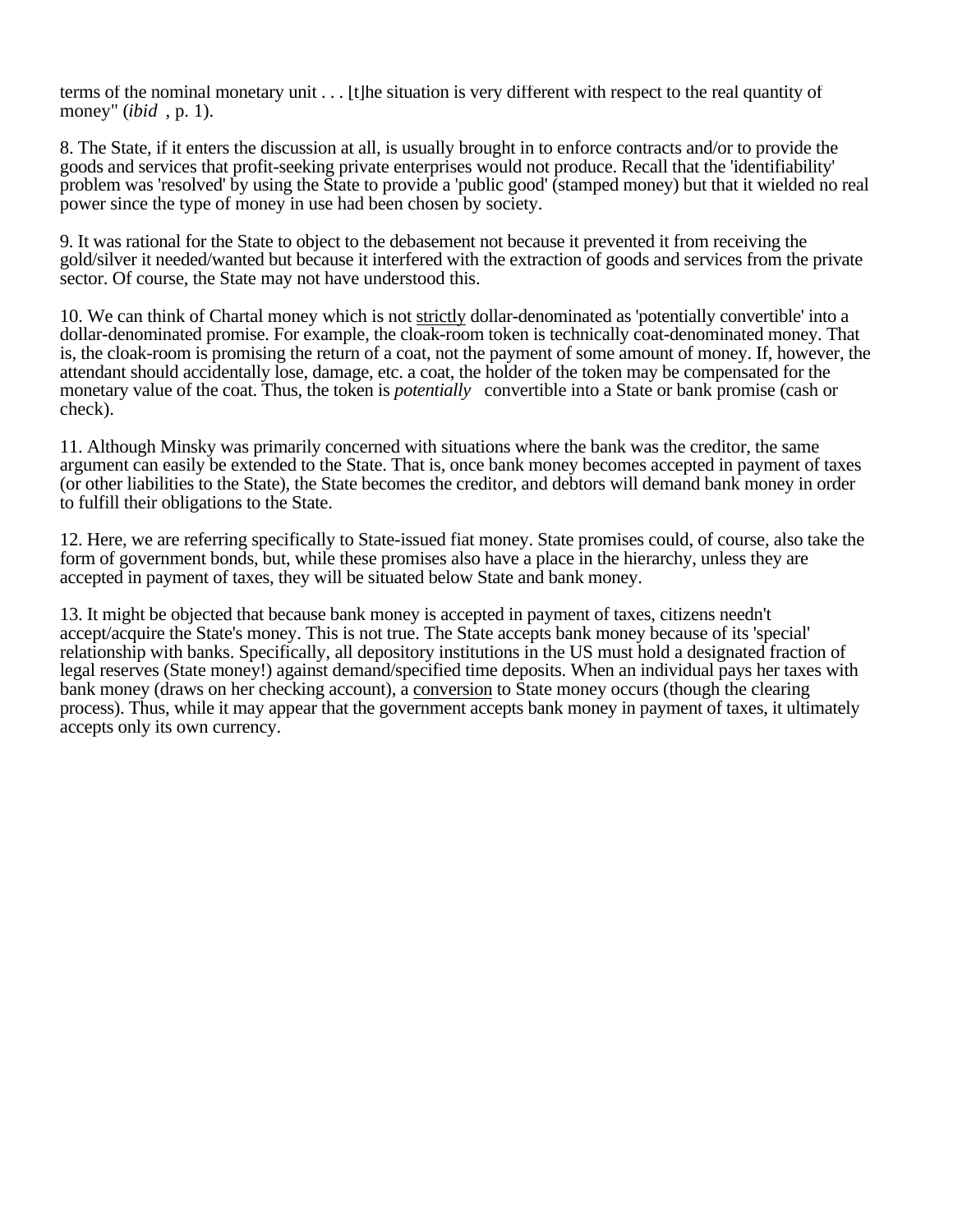terms of the nominal monetary unit . . . [t]he situation is very different with respect to the real quantity of money" (*ibid* , p. 1).

8. The State, if it enters the discussion at all, is usually brought in to enforce contracts and/or to provide the goods and services that profit-seeking private enterprises would not produce. Recall that the 'identifiability' problem was 'resolved' by using the State to provide a 'public good' (stamped money) but that it wielded no real power since the type of money in use had been chosen by society.

9. It was rational for the State to object to the debasement not because it prevented it from receiving the gold/silver it needed/wanted but because it interfered with the extraction of goods and services from the private sector. Of course, the State may not have understood this.

10. We can think of Chartal money which is not <u>strictly</u> dollar-denominated as 'potentially convertible' into a dollar-denominated promise. For example, the cloak-room token is technically coat-denominated money. That is, the cloak-room is promising the return of a coat, not the payment of some amount of money. If, however, the attendant should accidentally lose, damage, etc. a coat, the holder of the token may be compensated for the monetary value of the coat. Thus, the token is *potentially* convertible into a State or bank promise (cash or check).

11. Although Minsky was primarily concerned with situations where the bank was the creditor, the same argument can easily be extended to the State. That is, once bank money becomes accepted in payment of taxes (or other liabilities to the State), the State becomes the creditor, and debtors will demand bank money in order to fulfill their obligations to the State.

12. Here, we are referring specifically to State-issued fiat money. State promises could, of course, also take the form of government bonds, but, while these promises also have a place in the hierarchy, unless they are accepted in payment of taxes, they will be situated below State and bank money.

13. It might be objected that because bank money is accepted in payment of taxes, citizens needn't accept/acquire the State's money. This is not true. The State accepts bank money because of its 'special' relationship with banks. Specifically, all depository institutions in the US must hold a designated fraction of legal reserves (State money!) against demand/specified time deposits. When an individual pays her taxes with bank money (draws on her checking account), a <u>conversion</u> to State money occurs (though the clearing process). Thus, while it may appear that the government accepts bank money in payment of taxes, it ultimately accepts only its own currency.